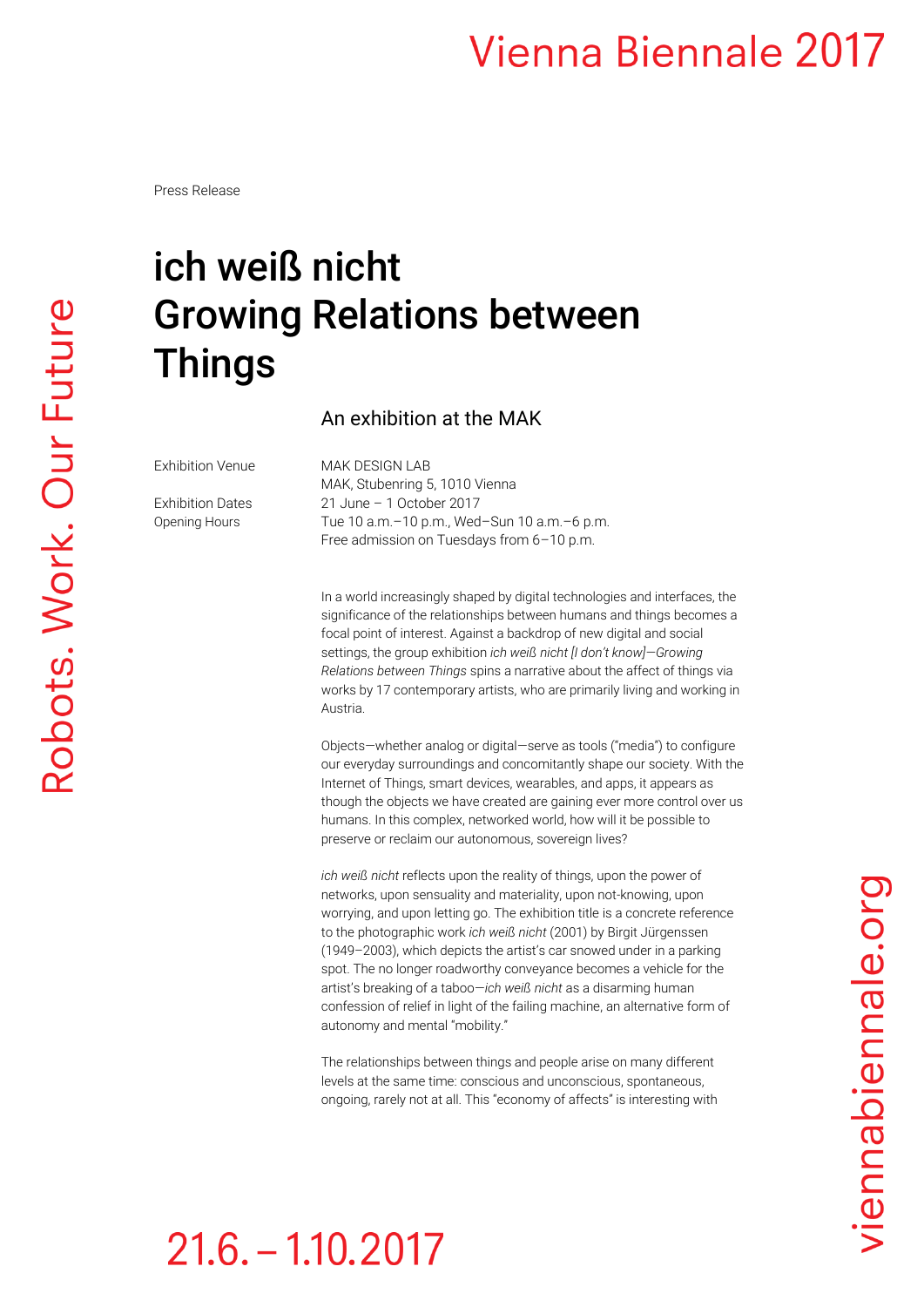Press Release

# ich weiß nicht
# Growing Relations between Things

## An exhibition at the MAK

| | |
|---|---|
| Exhibition Venue | MAK DESIGN LAB<br>MAK, Stubenring 5, 1010 Vienna |
| Exhibition Dates | 21 June – 1 October 2017 |
| Opening Hours | Tue 10 a.m.–10 p.m., Wed–Sun 10 a.m.–6 p.m.<br>Free admission on Tuesdays from 6–10 p.m. |

In a world increasingly shaped by digital technologies and interfaces, the significance of the relationships between humans and things becomes a focal point of interest. Against a backdrop of new digital and social settings, the group exhibition *ich weiß nicht [I don't know]—Growing Relations between Things* spins a narrative about the affect of things via works by 17 contemporary artists, who are primarily living and working in Austria.

Objects—whether analog or digital—serve as tools ("media") to configure our everyday surroundings and concomitantly shape our society. With the Internet of Things, smart devices, wearables, and apps, it appears as though the objects we have created are gaining ever more control over us humans. In this complex, networked world, how will it be possible to preserve or reclaim our autonomous, sovereign lives?

*ich weiß nicht* reflects upon the reality of things, upon the power of networks, upon sensuality and materiality, upon not-knowing, upon worrying, and upon letting go. The exhibition title is a concrete reference to the photographic work *ich weiß nicht* (2001) by Birgit Jürgenssen (1949–2003), which depicts the artist's car snowed under in a parking spot. The no longer roadworthy conveyance becomes a vehicle for the artist's breaking of a taboo—*ich weiß nicht* as a disarming human confession of relief in light of the failing machine, an alternative form of autonomy and mental "mobility."

The relationships between things and people arise on many different levels at the same time: conscious and unconscious, spontaneous, ongoing, rarely not at all. This "economy of affects" is interesting with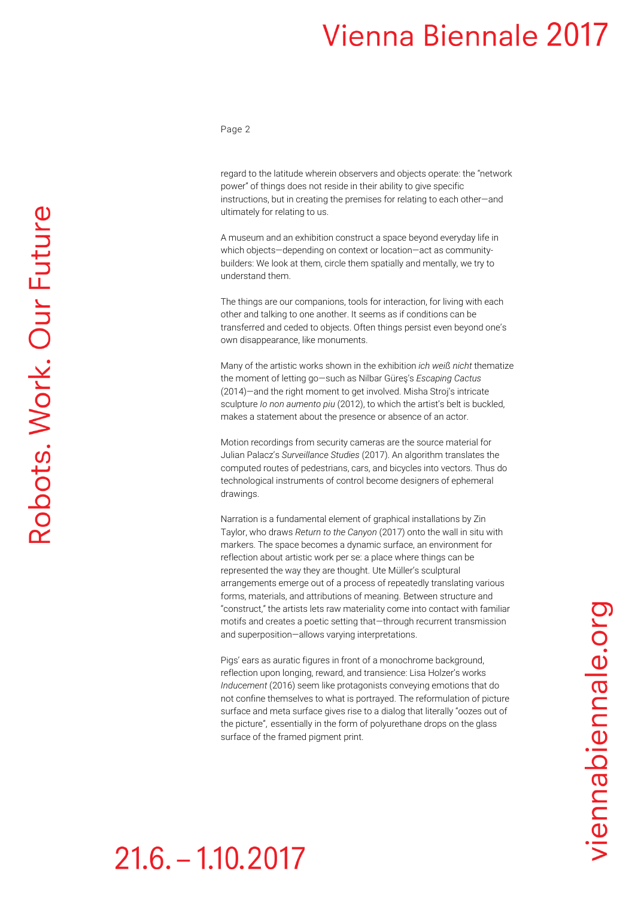regard to the latitude wherein observers and objects operate: the "network power" of things does not reside in their ability to give specific instructions, but in creating the premises for relating to each other—and ultimately for relating to us.

A museum and an exhibition construct a space beyond everyday life in which objects—depending on context or location—act as community-builders: We look at them, circle them spatially and mentally, we try to understand them.

The things are our companions, tools for interaction, for living with each other and talking to one another. It seems as if conditions can be transferred and ceded to objects. Often things persist even beyond one's own disappearance, like monuments.

Many of the artistic works shown in the exhibition *ich weiß nicht* thematize the moment of letting go—such as Nilbar Güreş's *Escaping Cactus* (2014)—and the right moment to get involved. Misha Stroj's intricate sculpture *Io non aumento piu* (2012), to which the artist's belt is buckled, makes a statement about the presence or absence of an actor.

Motion recordings from security cameras are the source material for Julian Palacz's *Surveillance Studies* (2017). An algorithm translates the computed routes of pedestrians, cars, and bicycles into vectors. Thus do technological instruments of control become designers of ephemeral drawings.

Narration is a fundamental element of graphical installations by Zin Taylor, who draws *Return to the Canyon* (2017) onto the wall in situ with markers. The space becomes a dynamic surface, an environment for reflection about artistic work per se: a place where things can be represented the way they are thought. Ute Müller's sculptural arrangements emerge out of a process of repeatedly translating various forms, materials, and attributions of meaning. Between structure and "construct," the artists lets raw materiality come into contact with familiar motifs and creates a poetic setting that—through recurrent transmission and superposition—allows varying interpretations.

Pigs' ears as auratic figures in front of a monochrome background, reflection upon longing, reward, and transience: Lisa Holzer's works *Inducement* (2016) seem like protagonists conveying emotions that do not confine themselves to what is portrayed. The reformulation of picture surface and meta surface gives rise to a dialog that literally "oozes out of the picture", essentially in the form of polyurethane drops on the glass surface of the framed pigment print.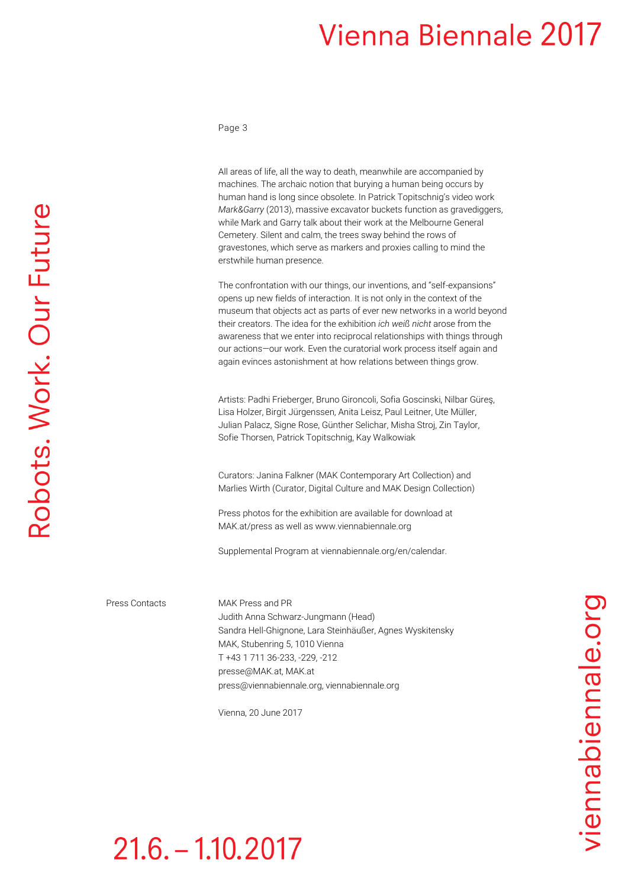All areas of life, all the way to death, meanwhile are accompanied by machines. The archaic notion that burying a human being occurs by human hand is long since obsolete. In Patrick Topitschnig's video work *Mark&Garry* (2013), massive excavator buckets function as gravediggers, while Mark and Garry talk about their work at the Melbourne General Cemetery. Silent and calm, the trees sway behind the rows of gravestones, which serve as markers and proxies calling to mind the erstwhile human presence.

The confrontation with our things, our inventions, and "self-expansions" opens up new fields of interaction. It is not only in the context of the museum that objects act as parts of ever new networks in a world beyond their creators. The idea for the exhibition *ich weiß nicht* arose from the awareness that we enter into reciprocal relationships with things through our actions—our work. Even the curatorial work process itself again and again evinces astonishment at how relations between things grow.

Artists: Padhi Frieberger, Bruno Gironcoli, Sofia Goscinski, Nilbar Güreş, Lisa Holzer, Birgit Jürgenssen, Anita Leisz, Paul Leitner, Ute Müller, Julian Palacz, Signe Rose, Günther Selichar, Misha Stroj, Zin Taylor, Sofie Thorsen, Patrick Topitschnig, Kay Walkowiak

Curators: Janina Falkner (MAK Contemporary Art Collection) and Marlies Wirth (Curator, Digital Culture and MAK Design Collection)

Press photos for the exhibition are available for download at MAK.at/press as well as www.viennabiennale.org

Supplemental Program at viennabiennale.org/en/calendar.

Press Contacts

MAK Press and PR
Judith Anna Schwarz-Jungmann (Head)
Sandra Hell-Ghignone, Lara Steinhäußer, Agnes Wyskitensky
MAK, Stubenring 5, 1010 Vienna
T +43 1 711 36-233, -229, -212
presse@MAK.at, MAK.at
press@viennabiennale.org, viennabiennale.org

Vienna, 20 June 2017